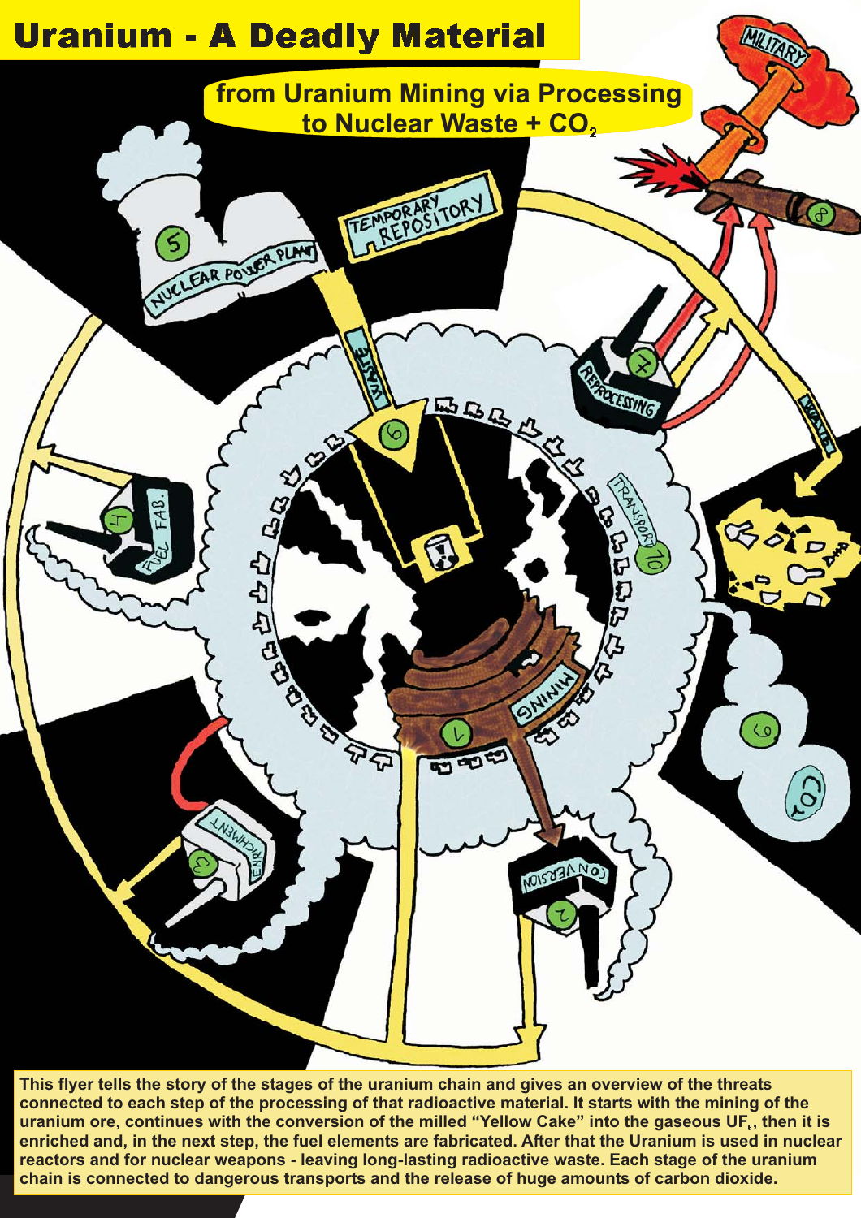# Uranium - A Deadly Material

## from Uranium Mining via Processing to Nuclear Waste + $CO_2$

This flyer tells the story of the stages of the uranium chain and gives an overview of the threats connected to each step of the processing of that radioactive material. It starts with the mining of the uranium ore, continues with the conversion of the milled "Yellow Cake" into the gaseous $UF_6$, then it is enriched and, in the next step, the fuel elements are fabricated. After that the Uranium is used in nuclear reactors and for nuclear weapons - leaving long-lasting radioactive waste. Each stage of the uranium chain is connected to dangerous transports and the release of huge amounts of carbon dioxide.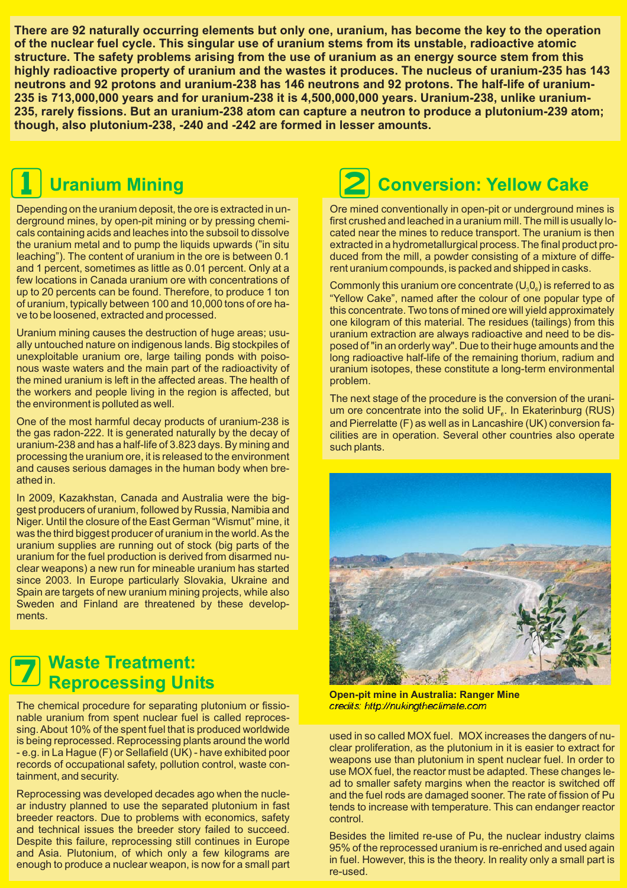**There are 92 naturally occurring elements but only one, uranium, has become the key to the operation of the nuclear fuel cycle. This singular use of uranium stems from its unstable, radioactive atomic structure. The safety problems arising from the use of uranium as an energy source stem from this highly radioactive property of uranium and the wastes it produces. The nucleus of uranium-235 has 143 neutrons and 92 protons and uranium-238 has 146 neutrons and 92 protons. The half-life of uranium-235 is 713,000,000 years and for uranium-238 it is 4,500,000,000 years. Uranium-238, unlike uranium-235, rarely fissions. But an uranium-238 atom can capture a neutron to produce a plutonium-239 atom; though, also plutonium-238, -240 and -242 are formed in lesser amounts.**

## 1 Uranium Mining

Depending on the uranium deposit, the ore is extracted in underground mines, by open-pit mining or by pressing chemicals containing acids and leaches into the subsoil to dissolve the uranium metal and to pump the liquids upwards ("in situ leaching"). The content of uranium in the ore is between 0.1 and 1 percent, sometimes as little as 0.01 percent. Only at a few locations in Canada uranium ore with concentrations of up to 20 percents can be found. Therefore, to produce 1 ton of uranium, typically between 100 and 10,000 tons of ore have to be loosened, extracted and processed.

Uranium mining causes the destruction of huge areas; usually untouched nature on indigenous lands. Big stockpiles of unexploitable uranium ore, large tailing ponds with poisonous waste waters and the main part of the radioactivity of the mined uranium is left in the affected areas. The health of the workers and people living in the region is affected, but the environment is polluted as well.

One of the most harmful decay products of uranium-238 is the gas radon-222. It is generated naturally by the decay of uranium-238 and has a half-life of 3.823 days. By mining and processing the uranium ore, it is released to the environment and causes serious damages in the human body when breathed in.

In 2009, Kazakhstan, Canada and Australia were the biggest producers of uranium, followed by Russia, Namibia and Niger. Until the closure of the East German "Wismut" mine, it was the third biggest producer of uranium in the world. As the uranium supplies are running out of stock (big parts of the uranium for the fuel production is derived from disarmed nuclear weapons) a new run for mineable uranium has started since 2003. In Europe particularly Slovakia, Ukraine and Spain are targets of new uranium mining projects, while also Sweden and Finland are threatened by these developments.

## 2 Conversion: Yellow Cake

Ore mined conventionally in open-pit or underground mines is first crushed and leached in a uranium mill. The mill is usually located near the mines to reduce transport. The uranium is then extracted in a hydrometallurgical process. The final product produced from the mill, a powder consisting of a mixture of different uranium compounds, is packed and shipped in casks.

Commonly this uranium ore concentrate ($U_3O_8$) is referred to as "Yellow Cake", named after the colour of one popular type of this concentrate. Two tons of mined ore will yield approximately one kilogram of this material. The residues (tailings) from this uranium extraction are always radioactive and need to be disposed of "in an orderly way". Due to their huge amounts and the long radioactive half-life of the remaining thorium, radium and uranium isotopes, these constitute a long-term environmental problem.

The next stage of the procedure is the conversion of the uranium ore concentrate into the solid $UF_6$. In Ekaterinburg (RUS) and Pierrelatte (F) as well as in Lancashire (UK) conversion facilities are in operation. Several other countries also operate such plants.

**Open-pit mine in Australia: Ranger Mine**
*credits: http://nukingtheclimate.com*

## 7 Waste Treatment: Reprocessing Units

The chemical procedure for separating plutonium or fissionable uranium from spent nuclear fuel is called reprocessing. About 10% of the spent fuel that is produced worldwide is being reprocessed. Reprocessing plants around the world - e.g. in La Hague (F) or Sellafield (UK) - have exhibited poor records of occupational safety, pollution control, waste containment, and security.

Reprocessing was developed decades ago when the nuclear industry planned to use the separated plutonium in fast breeder reactors. Due to problems with economics, safety and technical issues the breeder story failed to succeed. Despite this failure, reprocessing still continues in Europe and Asia. Plutonium, of which only a few kilograms are enough to produce a nuclear weapon, is now for a small part used in so called MOX fuel. MOX increases the dangers of nuclear proliferation, as the plutonium in it is easier to extract for weapons use than plutonium in spent nuclear fuel. In order to use MOX fuel, the reactor must be adapted. These changes lead to smaller safety margins when the reactor is switched off and the fuel rods are damaged sooner. The rate of fission of Pu tends to increase with temperature. This can endanger reactor control.

Besides the limited re-use of Pu, the nuclear industry claims 95% of the reprocessed uranium is re-enriched and used again in fuel. However, this is the theory. In reality only a small part is re-used.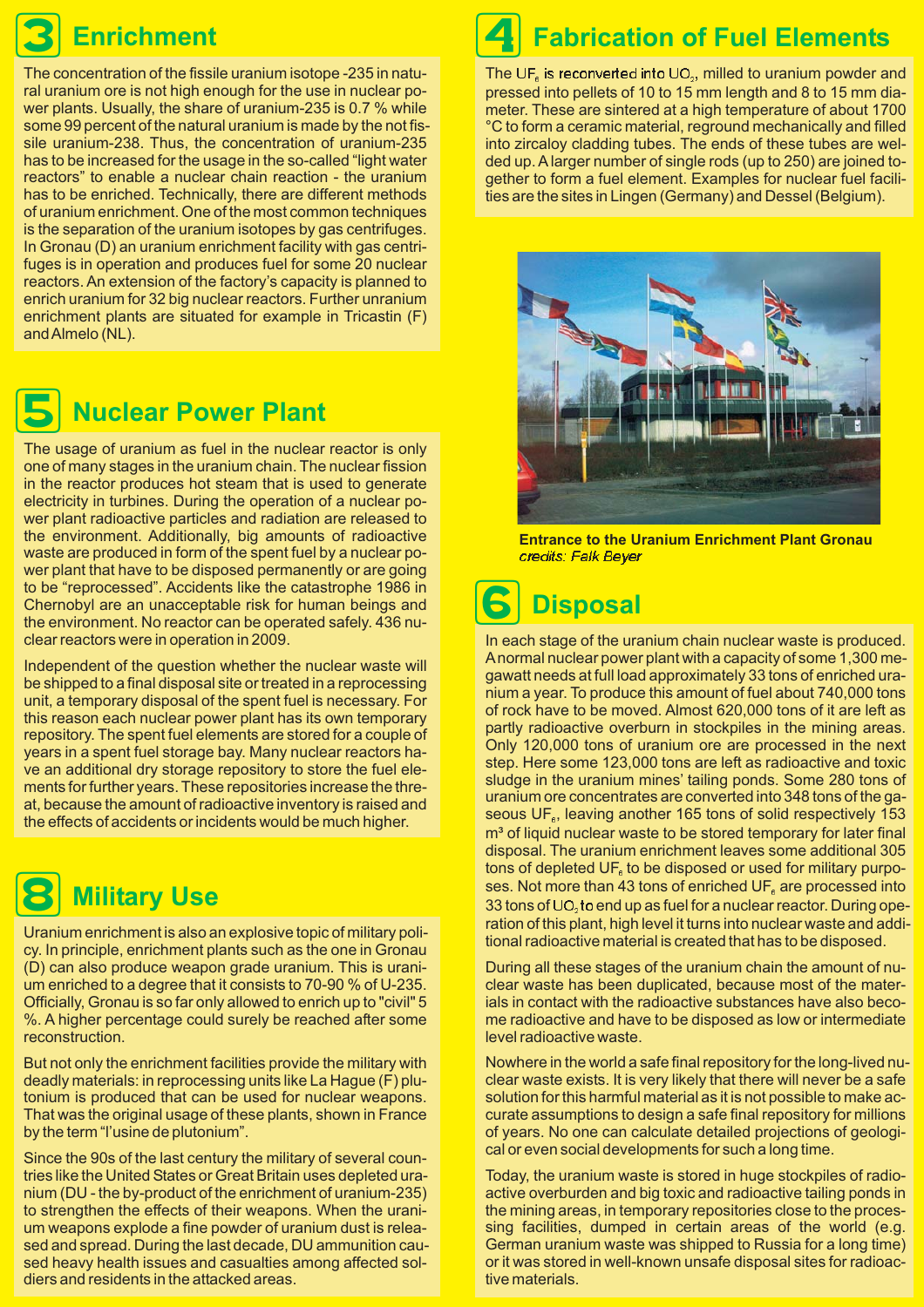## 3 Enrichment

The concentration of the fissile uranium isotope -235 in natural uranium ore is not high enough for the use in nuclear power plants. Usually, the share of uranium-235 is 0.7 % while some 99 percent of the natural uranium is made by the not fissile uranium-238. Thus, the concentration of uranium-235 has to be increased for the usage in the so-called "light water reactors" to enable a nuclear chain reaction - the uranium has to be enriched. Technically, there are different methods of uranium enrichment. One of the most common techniques is the separation of the uranium isotopes by gas centrifuges. In Gronau (D) an uranium enrichment facility with gas centrifuges is in operation and produces fuel for some 20 nuclear reactors. An extension of the factory's capacity is planned to enrich uranium for 32 big nuclear reactors. Further unranium enrichment plants are situated for example in Tricastin (F) and Almelo (NL).

## 5 Nuclear Power Plant

The usage of uranium as fuel in the nuclear reactor is only one of many stages in the uranium chain. The nuclear fission in the reactor produces hot steam that is used to generate electricity in turbines. During the operation of a nuclear power plant radioactive particles and radiation are released to the environment. Additionally, big amounts of radioactive waste are produced in form of the spent fuel by a nuclear power plant that have to be disposed permanently or are going to be "reprocessed". Accidents like the catastrophe 1986 in Chernobyl are an unacceptable risk for human beings and the environment. No reactor can be operated safely. 436 nuclear reactors were in operation in 2009.

Independent of the question whether the nuclear waste will be shipped to a final disposal site or treated in a reprocessing unit, a temporary disposal of the spent fuel is necessary. For this reason each nuclear power plant has its own temporary repository. The spent fuel elements are stored for a couple of years in a spent fuel storage bay. Many nuclear reactors have an additional dry storage repository to store the fuel elements for further years. These repositories increase the threat, because the amount of radioactive inventory is raised and the effects of accidents or incidents would be much higher.

## 8 Military Use

Uranium enrichment is also an explosive topic of military policy. In principle, enrichment plants such as the one in Gronau (D) can also produce weapon grade uranium. This is uranium enriched to a degree that it consists to 70-90 % of U-235. Officially, Gronau is so far only allowed to enrich up to "civil" 5 %. A higher percentage could surely be reached after some reconstruction.

But not only the enrichment facilities provide the military with deadly materials: in reprocessing units like La Hague (F) plutonium is produced that can be used for nuclear weapons. That was the original usage of these plants, shown in France by the term "l'usine de plutonium".

Since the 90s of the last century the military of several countries like the United States or Great Britain uses depleted uranium (DU - the by-product of the enrichment of uranium-235) to strengthen the effects of their weapons. When the uranium weapons explode a fine powder of uranium dust is released and spread. During the last decade, DU ammunition caused heavy health issues and casualties among affected soldiers and residents in the attacked areas.

## 4 Fabrication of Fuel Elements

The $UF_6$ is reconverted into $UO_2$, milled to uranium powder and pressed into pellets of 10 to 15 mm length and 8 to 15 mm diameter. These are sintered at a high temperature of about 1700 °C to form a ceramic material, reground mechanically and filled into zircaloy cladding tubes. The ends of these tubes are welded up. A larger number of single rods (up to 250) are joined together to form a fuel element. Examples for nuclear fuel facilities are the sites in Lingen (Germany) and Dessel (Belgium).

**Entrance to the Uranium Enrichment Plant Gronau**
*credits: Falk Beyer*

## 6 Disposal

In each stage of the uranium chain nuclear waste is produced. A normal nuclear power plant with a capacity of some 1,300 megawatt needs at full load approximately 33 tons of enriched uranium a year. To produce this amount of fuel about 740,000 tons of rock have to be moved. Almost 620,000 tons of it are left as partly radioactive overburn in stockpiles in the mining areas. Only 120,000 tons of uranium ore are processed in the next step. Here some 123,000 tons are left as radioactive and toxic sludge in the uranium mines' tailing ponds. Some 280 tons of uranium ore concentrates are converted into 348 tons of the gaseous $UF_6$, leaving another 165 tons of solid respectively 153 m³ of liquid nuclear waste to be stored temporary for later final disposal. The uranium enrichment leaves some additional 305 tons of depleted $UF_6$ to be disposed or used for military purposes. Not more than 43 tons of enriched $UF_6$ are processed into 33 tons of $UO_2$ to end up as fuel for a nuclear reactor. During operation of this plant, high level it turns into nuclear waste and additional radioactive material is created that has to be disposed.

During all these stages of the uranium chain the amount of nuclear waste has been duplicated, because most of the materials in contact with the radioactive substances have also become radioactive and have to be disposed as low or intermediate level radioactive waste.

Nowhere in the world a safe final repository for the long-lived nuclear waste exists. It is very likely that there will never be a safe solution for this harmful material as it is not possible to make accurate assumptions to design a safe final repository for millions of years. No one can calculate detailed projections of geological or even social developments for such a long time.

Today, the uranium waste is stored in huge stockpiles of radioactive overburden and big toxic and radioactive tailing ponds in the mining areas, in temporary repositories close to the processing facilities, dumped in certain areas of the world (e.g. German uranium waste was shipped to Russia for a long time) or it was stored in well-known unsafe disposal sites for radioactive materials.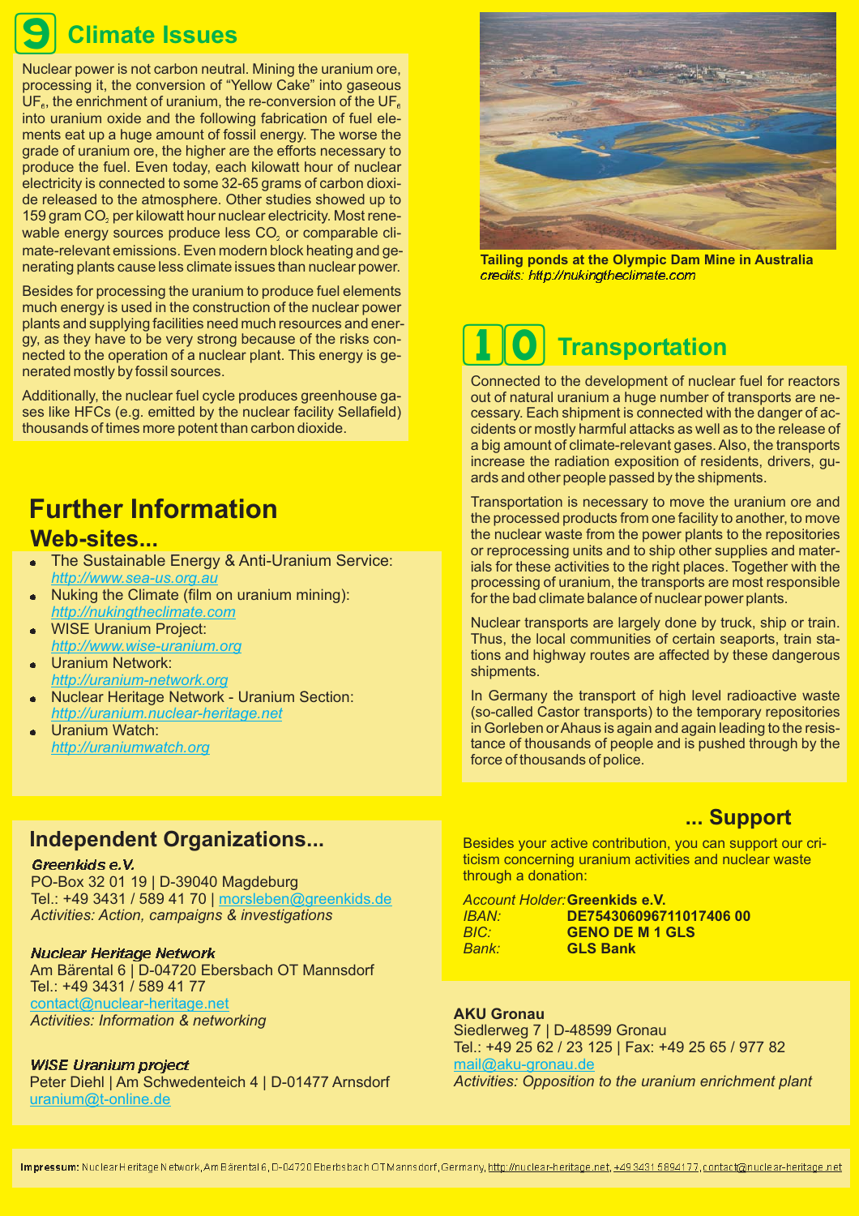## 9 Climate Issues

Nuclear power is not carbon neutral. Mining the uranium ore, processing it, the conversion of "Yellow Cake" into gaseous $UF_6$, the enrichment of uranium, the re-conversion of the $UF_6$ into uranium oxide and the following fabrication of fuel elements eat up a huge amount of fossil energy. The worse the grade of uranium ore, the higher are the efforts necessary to produce the fuel. Even today, each kilowatt hour of nuclear electricity is connected to some 32-65 grams of carbon dioxide released to the atmosphere. Other studies showed up to 159 gram $CO_2$ per kilowatt hour nuclear electricity. Most renewable energy sources produce less $CO_2$ or comparable climate-relevant emissions. Even modern block heating and generating plants cause less climate issues than nuclear power.

Besides for processing the uranium to produce fuel elements much energy is used in the construction of the nuclear power plants and supplying facilities need much resources and energy, as they have to be very strong because of the risks connected to the operation of a nuclear plant. This energy is generated mostly by fossil sources.

Additionally, the nuclear fuel cycle produces greenhouse gases like HFCs (e.g. emitted by the nuclear facility Sellafield) thousands of times more potent than carbon dioxide.

**Tailing ponds at the Olympic Dam Mine in Australia**
*credits: http://nukingtheclimate.com*

## 10 Transportation

Connected to the development of nuclear fuel for reactors out of natural uranium a huge number of transports are necessary. Each shipment is connected with the danger of accidents or mostly harmful attacks as well as to the release of a big amount of climate-relevant gases. Also, the transports increase the radiation exposition of residents, drivers, guards and other people passed by the shipments.

Transportation is necessary to move the uranium ore and the processed products from one facility to another, to move the nuclear waste from the power plants to the repositories or reprocessing units and to ship other supplies and materials for these activities to the right places. Together with the processing of uranium, the transports are most responsible for the bad climate balance of nuclear power plants.

Nuclear transports are largely done by truck, ship or train. Thus, the local communities of certain seaports, train stations and highway routes are affected by these dangerous shipments.

In Germany the transport of high level radioactive waste (so-called Castor transports) to the temporary repositories in Gorleben or Ahaus is again and again leading to the resistance of thousands of people and is pushed through by the force of thousands of police.

# Further Information

## Web-sites...

- The Sustainable Energy & Anti-Uranium Service: http://www.sea-us.org.au
- Nuking the Climate (film on uranium mining): http://nukingtheclimate.com
- WISE Uranium Project: http://www.wise-uranium.org
- Uranium Network: http://uranium-network.org
- Nuclear Heritage Network - Uranium Section: http://uranium.nuclear-heritage.net
- Uranium Watch: http://uraniumwatch.org

## ... Support

Besides your active contribution, you can support our criticism concerning uranium activities and nuclear waste through a donation:

*Account Holder:* **Greenkids e.V.**
*IBAN:* **DE75430609671101740600**
*BIC:* **GENO DE M 1 GLS**
*Bank:* **GLS Bank**

## Independent Organizations...

*Greenkids e.V.*
PO-Box 32 01 19 | D-39040 Magdeburg
Tel.: +49 3431 / 589 41 70 | morsleben@greenkids.de
*Activities: Action, campaigns & investigations*

*Nuclear Heritage Network*
Am Bärental 6 | D-04720 Ebersbach OT Mannsdorf
Tel.: +49 3431 / 589 41 77
contact@nuclear-heritage.net
*Activities: Information & networking*

*WISE Uranium project*
Peter Diehl | Am Schwedenteich 4 | D-01477 Arnsdorf
uranium@t-online.de

**AKU Gronau**
Siedlerweg 7 | D-48599 Gronau
Tel.: +49 25 62 / 23 125 | Fax: +49 25 65 / 977 82
mail@aku-gronau.de
*Activities: Opposition to the uranium enrichment plant*

**Impressum:** Nuclear Heritage Network, Am Bärental 6, D-04720 Ebersbach OT Mannsdorf, Germany, http://nuclear-heritage.net, +49 3431 5894177, contact@nuclear-heritage.net